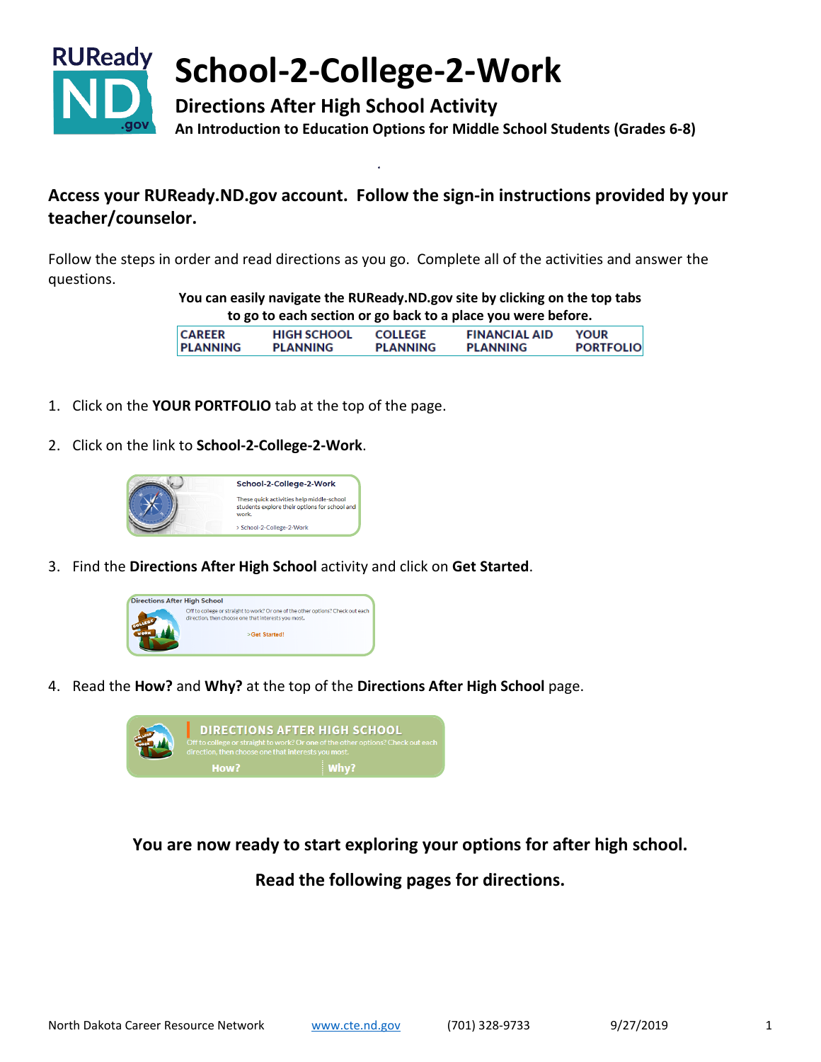RUReady ND .gov

# School-2-College-2-Work

## Directions After High School Activity

### An Introduction to Education Options for Middle School Students (Grades 6-8)

**Access your RUReady.ND.gov account. Follow the sign-in instructions provided by your teacher/counselor.**

Follow the steps in order and read directions as you go. Complete all of the activities and answer the questions.

**You can easily navigate the RUReady.ND.gov site by clicking on the top tabs to go to each section or go back to a place you were before.**

| CAREER PLANNING | HIGH SCHOOL PLANNING | COLLEGE PLANNING | FINANCIAL AID PLANNING | YOUR PORTFOLIO |
|---|---|---|---|---|

1. Click on the **YOUR PORTFOLIO** tab at the top of the page.

2. Click on the link to **School-2-College-2-Work**.

   School-2-College-2-Work

   These quick activities help middle-school students explore their options for school and work.

   › School-2-College-2-Work

3. Find the **Directions After High School** activity and click on **Get Started**.

   Directions After High School

   Off to college or straight to work? Or one of the other options? Check out each direction, then choose one that interests you most.

   >Get Started!

4. Read the **How?** and **Why?** at the top of the **Directions After High School** page.

   DIRECTIONS AFTER HIGH SCHOOL

   Off to college or straight to work? Or one of the other options? Check out each direction, then choose one that interests you most.

   How? Why?

**You are now ready to start exploring your options for after high school.**

**Read the following pages for directions.**

North Dakota Career Resource Network www.cte.nd.gov (701) 328-9733 9/27/2019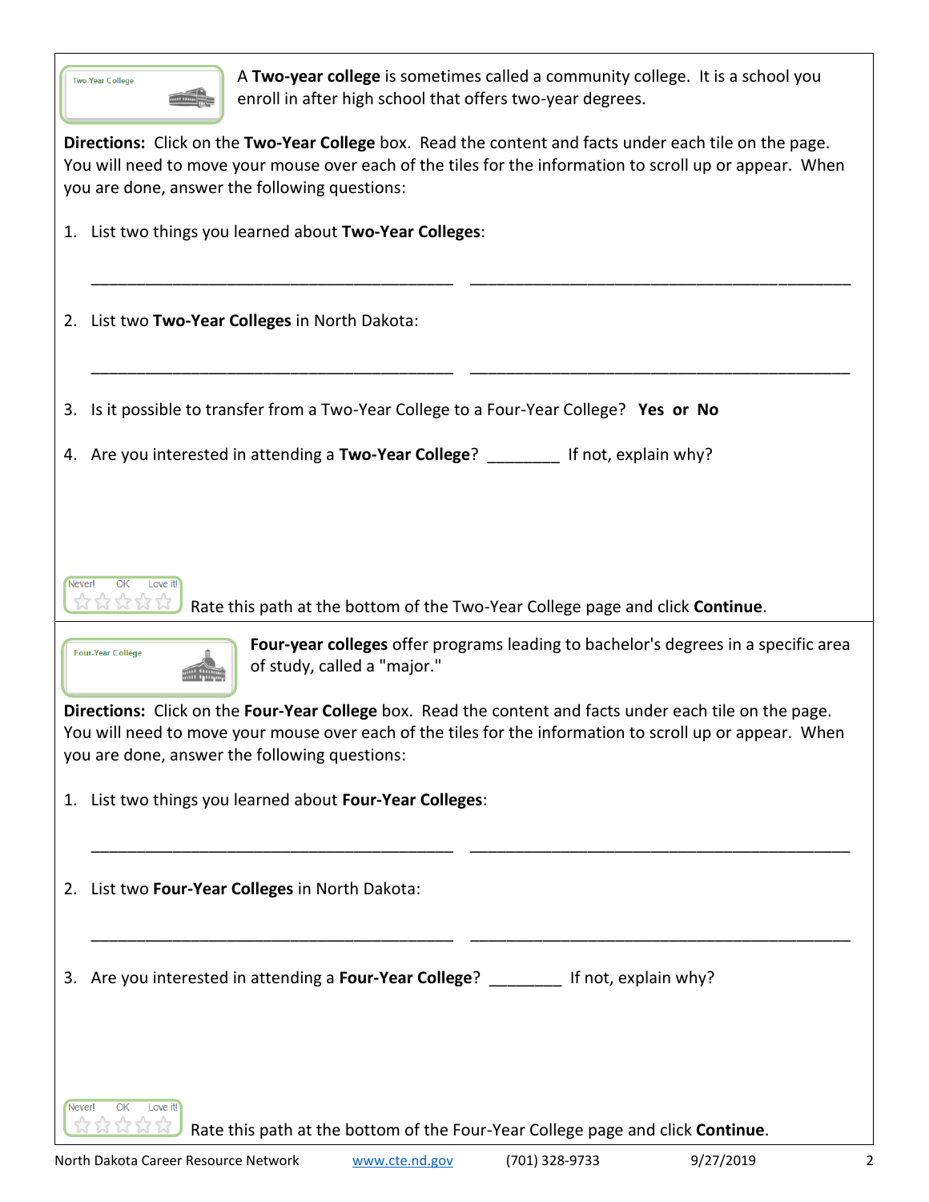Two-Year College

A **Two-year college** is sometimes called a community college. It is a school you enroll in after high school that offers two-year degrees.

**Directions:** Click on the **Two-Year College** box. Read the content and facts under each tile on the page. You will need to move your mouse over each of the tiles for the information to scroll up or appear. When you are done, answer the following questions:

1. List two things you learned about **Two-Year Colleges**:

   ________________________________________ ________________________________________

2. List two **Two-Year Colleges** in North Dakota:

   ________________________________________ ________________________________________

3. Is it possible to transfer from a Two-Year College to a Four-Year College? **Yes or No**

4. Are you interested in attending a **Two-Year College**? ________ If not, explain why?

Never! OK Love it!

Rate this path at the bottom of the Two-Year College page and click **Continue**.

Four-Year College

**Four-year colleges** offer programs leading to bachelor's degrees in a specific area of study, called a "major."

**Directions:** Click on the **Four-Year College** box. Read the content and facts under each tile on the page. You will need to move your mouse over each of the tiles for the information to scroll up or appear. When you are done, answer the following questions:

1. List two things you learned about **Four-Year Colleges**:

   ________________________________________ ________________________________________

2. List two **Four-Year Colleges** in North Dakota:

   ________________________________________ ________________________________________

3. Are you interested in attending a **Four-Year College**? ________ If not, explain why?

Never! OK Love it!

Rate this path at the bottom of the Four-Year College page and click **Continue**.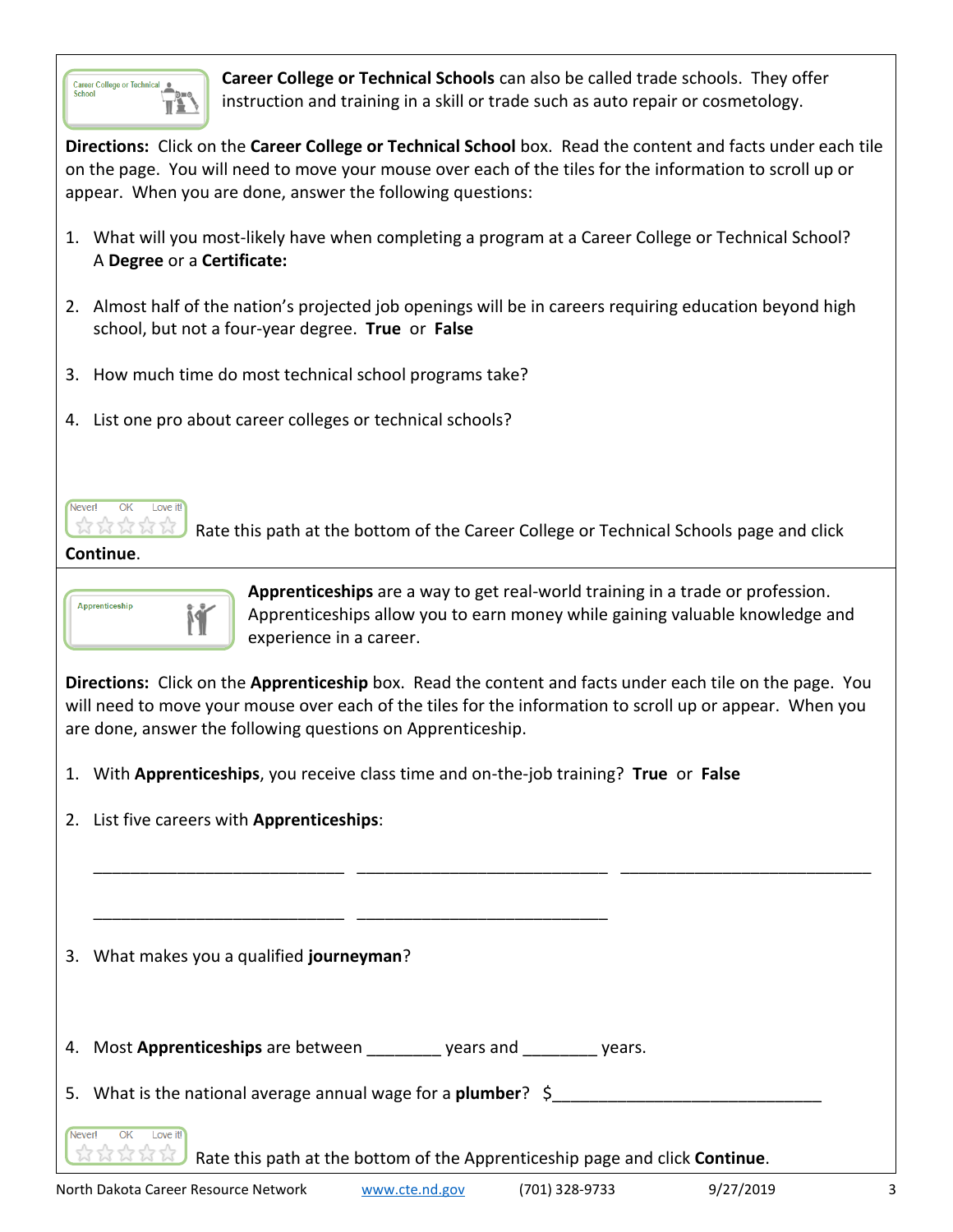**Career College or Technical Schools** can also be called trade schools. They offer instruction and training in a skill or trade such as auto repair or cosmetology.

**Directions:** Click on the **Career College or Technical School** box. Read the content and facts under each tile on the page. You will need to move your mouse over each of the tiles for the information to scroll up or appear. When you are done, answer the following questions:

1. What will you most-likely have when completing a program at a Career College or Technical School? A **Degree** or a **Certificate:**
2. Almost half of the nation's projected job openings will be in careers requiring education beyond high school, but not a four-year degree. **True** or **False**
3. How much time do most technical school programs take?
4. List one pro about career colleges or technical schools?

Rate this path at the bottom of the Career College or Technical Schools page and click **Continue**.

---

**Apprenticeships** are a way to get real-world training in a trade or profession. Apprenticeships allow you to earn money while gaining valuable knowledge and experience in a career.

**Directions:** Click on the **Apprenticeship** box. Read the content and facts under each tile on the page. You will need to move your mouse over each of the tiles for the information to scroll up or appear. When you are done, answer the following questions on Apprenticeship.

1. With **Apprenticeships**, you receive class time and on-the-job training? **True** or **False**
2. List five careers with **Apprenticeships**:

   ___________________________ ___________________________ ___________________________

   ___________________________ ___________________________

3. What makes you a qualified **journeyman**?
4. Most **Apprenticeships** are between ________ years and ________ years.
5. What is the national average annual wage for a **plumber**? $_____________________________

Rate this path at the bottom of the Apprenticeship page and click **Continue**.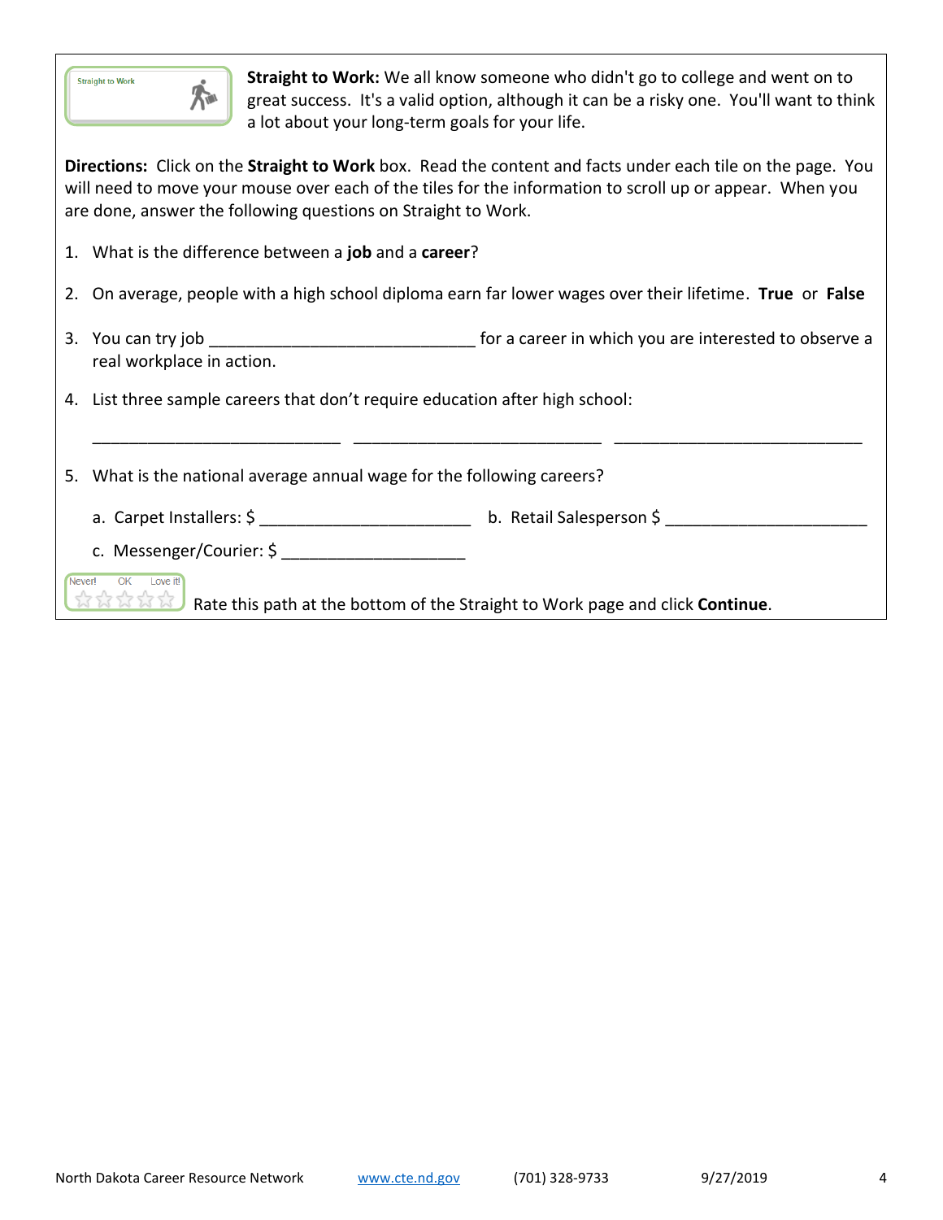Straight to Work

**Straight to Work:** We all know someone who didn't go to college and went on to great success. It's a valid option, although it can be a risky one. You'll want to think a lot about your long-term goals for your life.

**Directions:** Click on the **Straight to Work** box. Read the content and facts under each tile on the page. You will need to move your mouse over each of the tiles for the information to scroll up or appear. When you are done, answer the following questions on Straight to Work.

1. What is the difference between a **job** and a **career**?
2. On average, people with a high school diploma earn far lower wages over their lifetime. **True** or **False**
3. You can try job ____________________________ for a career in which you are interested to observe a real workplace in action.
4. List three sample careers that don't require education after high school:

   __________________________ __________________________ __________________________

5. What is the national average annual wage for the following careers?

   a. Carpet Installers: $ ______________________ b. Retail Salesperson $ _____________________

   c. Messenger/Courier: $ ___________________

Never! OK Love it!

Rate this path at the bottom of the Straight to Work page and click **Continue**.

North Dakota Career Resource Network www.cte.nd.gov (701) 328-9733 9/27/2019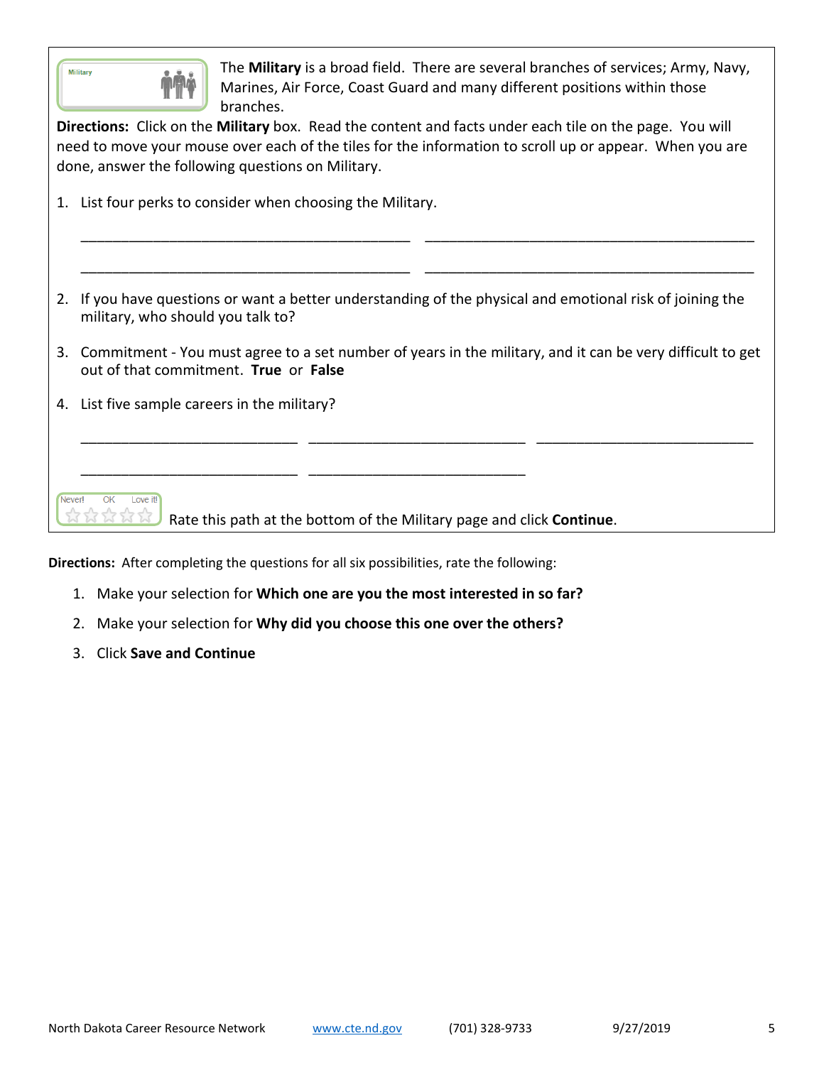The **Military** is a broad field. There are several branches of services; Army, Navy, Marines, Air Force, Coast Guard and many different positions within those branches.

**Directions:** Click on the **Military** box. Read the content and facts under each tile on the page. You will need to move your mouse over each of the tiles for the information to scroll up or appear. When you are done, answer the following questions on Military.

1. List four perks to consider when choosing the Military.

   ______________________________ ______________________________

   ______________________________ ______________________________

2. If you have questions or want a better understanding of the physical and emotional risk of joining the military, who should you talk to?

3. Commitment - You must agree to a set number of years in the military, and it can be very difficult to get out of that commitment. **True** or **False**

4. List five sample careers in the military?

   ____________________ ____________________ ____________________

   ____________________ ____________________

Rate this path at the bottom of the Military page and click **Continue**.

**Directions:** After completing the questions for all six possibilities, rate the following:

1. Make your selection for **Which one are you the most interested in so far?**
2. Make your selection for **Why did you choose this one over the others?**
3. Click **Save and Continue**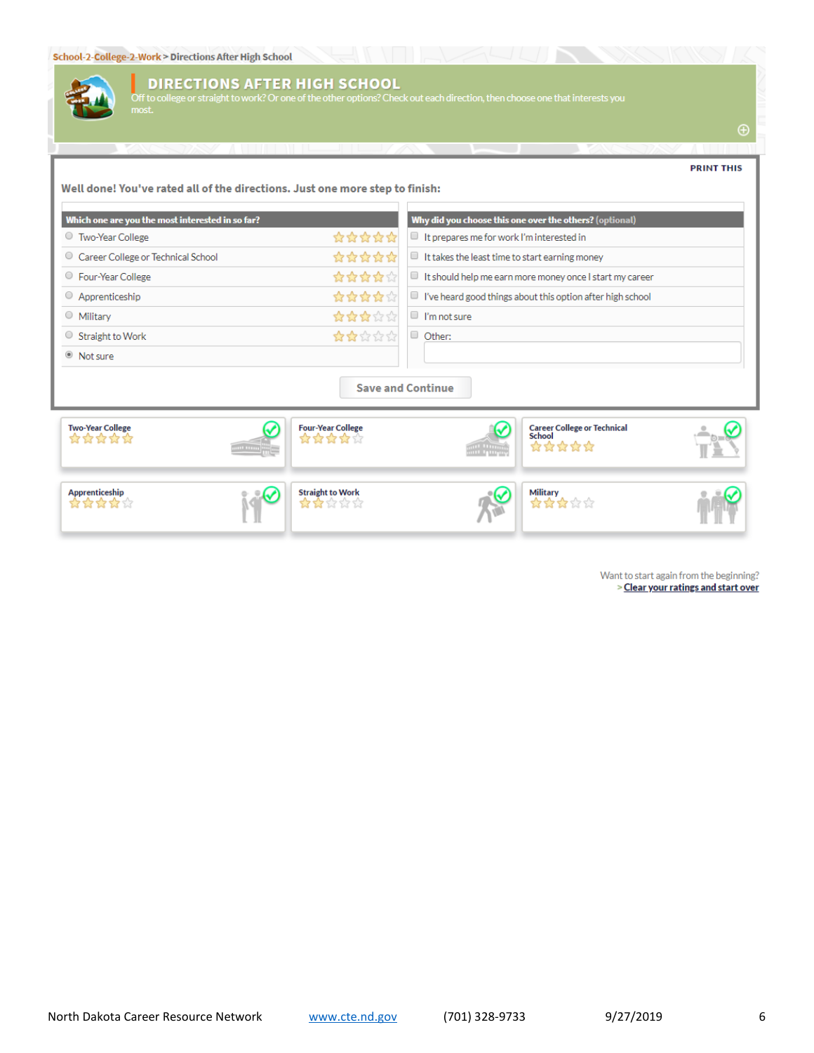School-2-College-2-Work > Directions After High School

# DIRECTIONS AFTER HIGH SCHOOL

Off to college or straight to work? Or one of the other options? Check out each direction, then choose one that interests you most.

PRINT THIS

**Well done! You've rated all of the directions. Just one more step to finish:**

| Which one are you the most interested in so far? | Rating |
|---|---|
| ○ Two-Year College | ★★★★★ |
| ○ Career College or Technical School | ★★★★★ |
| ○ Four-Year College | ★★★★☆ |
| ○ Apprenticeship | ★★★★☆ |
| ○ Military | ★★★☆☆ |
| ○ Straight to Work | ★★☆☆☆ |
| ◉ Not sure | |

| Why did you choose this one over the others? (optional) |
|---|
| ☐ It prepares me for work I'm interested in |
| ☐ It takes the least time to start earning money |
| ☐ It should help me earn more money once I start my career |
| ☐ I've heard good things about this option after high school |
| ☐ I'm not sure |
| ☐ Other: |

Save and Continue

| | | |
|---|---|---|
| Two-Year College ★★★★★ | Four-Year College ★★★★☆ | Career College or Technical School ★★★★★ |
| Apprenticeship ★★★★☆ | Straight to Work ★★☆☆☆ | Military ★★★☆☆ |

Want to start again from the beginning?
> Clear your ratings and start over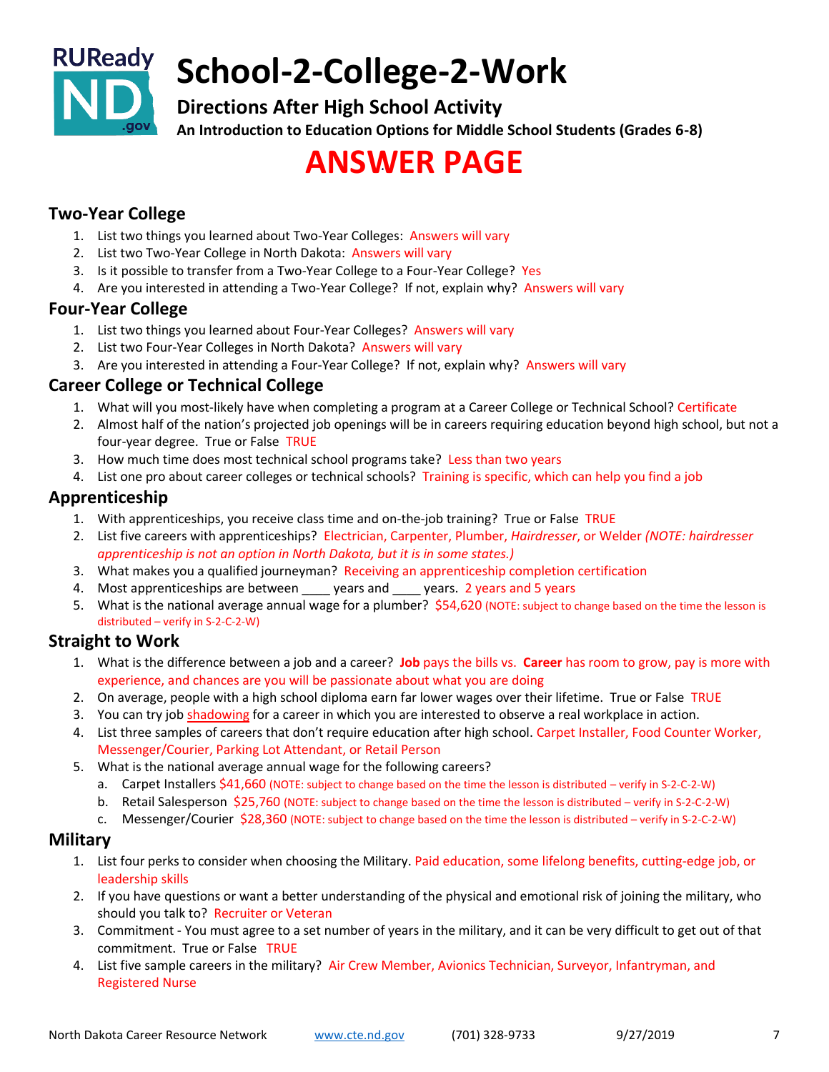# School-2-College-2-Work

### Directions After High School Activity

**An Introduction to Education Options for Middle School Students (Grades 6-8)**

# ANSWER PAGE

## Two-Year College

1. List two things you learned about Two-Year Colleges: Answers will vary
2. List two Two-Year College in North Dakota: Answers will vary
3. Is it possible to transfer from a Two-Year College to a Four-Year College? Yes
4. Are you interested in attending a Two-Year College? If not, explain why? Answers will vary

## Four-Year College

1. List two things you learned about Four-Year Colleges? Answers will vary
2. List two Four-Year Colleges in North Dakota? Answers will vary
3. Are you interested in attending a Four-Year College? If not, explain why? Answers will vary

## Career College or Technical College

1. What will you most-likely have when completing a program at a Career College or Technical School? Certificate
2. Almost half of the nation's projected job openings will be in careers requiring education beyond high school, but not a four-year degree. True or False TRUE
3. How much time does most technical school programs take? Less than two years
4. List one pro about career colleges or technical schools? Training is specific, which can help you find a job

## Apprenticeship

1. With apprenticeships, you receive class time and on-the-job training? True or False TRUE
2. List five careers with apprenticeships? Electrician, Carpenter, Plumber, *Hairdresser*, or Welder *(NOTE: hairdresser apprenticeship is not an option in North Dakota, but it is in some states.)*
3. What makes you a qualified journeyman? Receiving an apprenticeship completion certification
4. Most apprenticeships are between ____ years and ____ years. 2 years and 5 years
5. What is the national average annual wage for a plumber? $54,620 (NOTE: subject to change based on the time the lesson is distributed – verify in S-2-C-2-W)

## Straight to Work

1. What is the difference between a job and a career? **Job** pays the bills vs. **Career** has room to grow, pay is more with experience, and chances are you will be passionate about what you are doing
2. On average, people with a high school diploma earn far lower wages over their lifetime. True or False TRUE
3. You can try job shadowing for a career in which you are interested to observe a real workplace in action.
4. List three samples of careers that don't require education after high school. Carpet Installer, Food Counter Worker, Messenger/Courier, Parking Lot Attendant, or Retail Person
5. What is the national average annual wage for the following careers?
   a. Carpet Installers $41,660 (NOTE: subject to change based on the time the lesson is distributed – verify in S-2-C-2-W)
   b. Retail Salesperson $25,760 (NOTE: subject to change based on the time the lesson is distributed – verify in S-2-C-2-W)
   c. Messenger/Courier $28,360 (NOTE: subject to change based on the time the lesson is distributed – verify in S-2-C-2-W)

## Military

1. List four perks to consider when choosing the Military. Paid education, some lifelong benefits, cutting-edge job, or leadership skills
2. If you have questions or want a better understanding of the physical and emotional risk of joining the military, who should you talk to? Recruiter or Veteran
3. Commitment - You must agree to a set number of years in the military, and it can be very difficult to get out of that commitment. True or False TRUE
4. List five sample careers in the military? Air Crew Member, Avionics Technician, Surveyor, Infantryman, and Registered Nurse

North Dakota Career Resource Network www.cte.nd.gov (701) 328-9733 9/27/2019